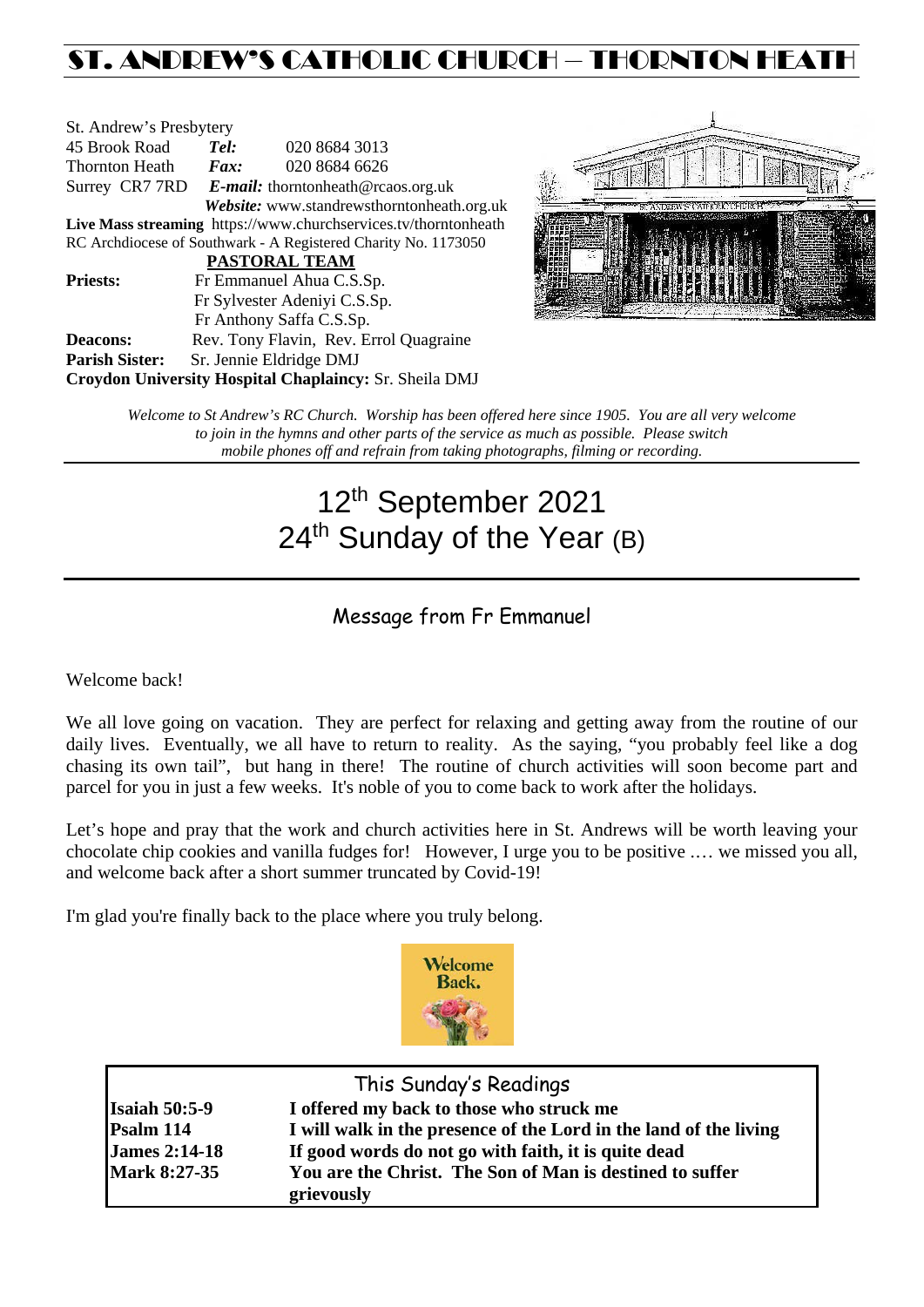# ST. ANDREW'S CATHOLIC CHURCH – THORNTON HEATH

St. Andrew's Presbytery
45 Brook Road *Tel:* 020 8684 3013
Thornton Heath *Fax:* 020 8684 6626
Surrey CR7 7RD *E-mail:* thorntonheath@rcaos.org.uk
*Website:* www.standrewsthorntonheath.org.uk
**Live Mass streaming** https://www.churchservices.tv/thorntonheath
RC Archdiocese of Southwark - A Registered Charity No. 1173050

**PASTORAL TEAM**

**Priests:** Fr Emmanuel Ahua C.S.Sp.
Fr Sylvester Adeniyi C.S.Sp.
Fr Anthony Saffa C.S.Sp.
**Deacons:** Rev. Tony Flavin, Rev. Errol Quagraine
**Parish Sister:** Sr. Jennie Eldridge DMJ
**Croydon University Hospital Chaplaincy:** Sr. Sheila DMJ

*Welcome to St Andrew's RC Church. Worship has been offered here since 1905. You are all very welcome to join in the hymns and other parts of the service as much as possible. Please switch mobile phones off and refrain from taking photographs, filming or recording.*

# 12th September 2021
# 24th Sunday of the Year (B)

## Message from Fr Emmanuel

Welcome back!

We all love going on vacation. They are perfect for relaxing and getting away from the routine of our daily lives. Eventually, we all have to return to reality. As the saying, "you probably feel like a dog chasing its own tail", but hang in there! The routine of church activities will soon become part and parcel for you in just a few weeks. It's noble of you to come back to work after the holidays.

Let's hope and pray that the work and church activities here in St. Andrews will be worth leaving your chocolate chip cookies and vanilla fudges for! However, I urge you to be positive …. we missed you all, and welcome back after a short summer truncated by Covid-19!

I'm glad you're finally back to the place where you truly belong.

Welcome Back.

## This Sunday's Readings

| | |
|---|---|
| **Isaiah 50:5-9** | **I offered my back to those who struck me** |
| **Psalm 114** | **I will walk in the presence of the Lord in the land of the living** |
| **James 2:14-18** | **If good words do not go with faith, it is quite dead** |
| **Mark 8:27-35** | **You are the Christ. The Son of Man is destined to suffer grievously** |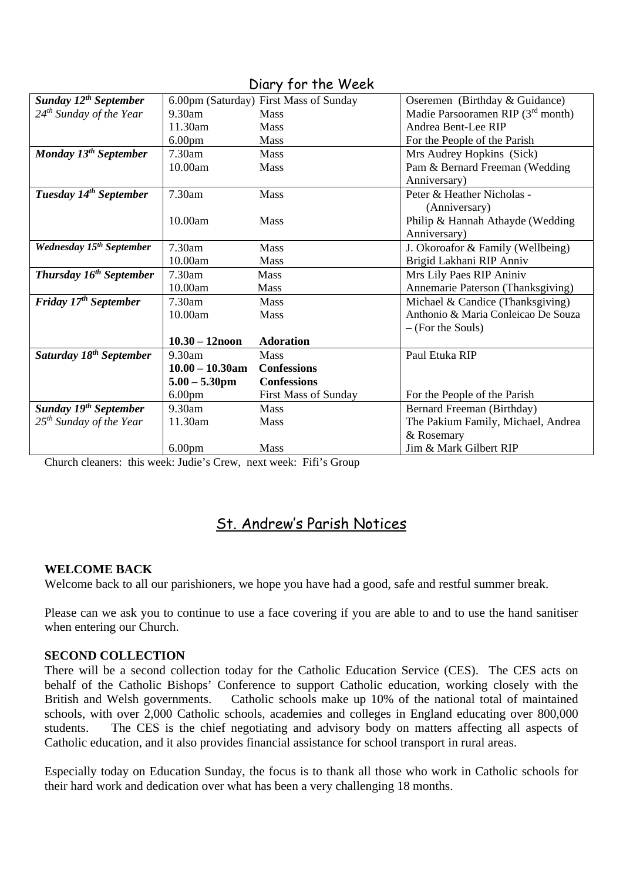## Diary for the Week

| | | | |
|---|---|---|---|
| ***Sunday 12th September*** | 6.00pm (Saturday) | First Mass of Sunday | Oseremen (Birthday & Guidance) |
| *24th Sunday of the Year* | 9.30am | Mass | Madie Parsooramen RIP (3rd month) |
| | 11.30am | Mass | Andrea Bent-Lee RIP |
| | 6.00pm | Mass | For the People of the Parish |
| ***Monday 13th September*** | 7.30am | Mass | Mrs Audrey Hopkins (Sick) |
| | 10.00am | Mass | Pam & Bernard Freeman (Wedding Anniversary) |
| ***Tuesday 14th September*** | 7.30am | Mass | Peter & Heather Nicholas - (Anniversary) |
| | 10.00am | Mass | Philip & Hannah Athayde (Wedding Anniversary) |
| ***Wednesday 15th September*** | 7.30am | Mass | J. Okoroafor & Family (Wellbeing) |
| | 10.00am | Mass | Brigid Lakhani RIP Anniv |
| ***Thursday 16th September*** | 7.30am | Mass | Mrs Lily Paes RIP Aniniv |
| | 10.00am | Mass | Annemarie Paterson (Thanksgiving) |
| ***Friday 17th September*** | 7.30am | Mass | Michael & Candice (Thanksgiving) |
| | 10.00am | Mass | Anthonio & Maria Conleicao De Souza – (For the Souls) |
| | **10.30 – 12noon** | **Adoration** | |
| ***Saturday 18th September*** | 9.30am | Mass | Paul Etuka RIP |
| | **10.00 – 10.30am** | **Confessions** | |
| | **5.00 – 5.30pm** | **Confessions** | |
| | 6.00pm | First Mass of Sunday | For the People of the Parish |
| ***Sunday 19th September*** | 9.30am | Mass | Bernard Freeman (Birthday) |
| *25th Sunday of the Year* | 11.30am | Mass | The Pakium Family, Michael, Andrea & Rosemary |
| | 6.00pm | Mass | Jim & Mark Gilbert RIP |

Church cleaners: this week: Judie's Crew, next week: Fifi's Group

## St. Andrew's Parish Notices

**WELCOME BACK**

Welcome back to all our parishioners, we hope you have had a good, safe and restful summer break.

Please can we ask you to continue to use a face covering if you are able to and to use the hand sanitiser when entering our Church.

**SECOND COLLECTION**

There will be a second collection today for the Catholic Education Service (CES). The CES acts on behalf of the Catholic Bishops' Conference to support Catholic education, working closely with the British and Welsh governments. Catholic schools make up 10% of the national total of maintained schools, with over 2,000 Catholic schools, academies and colleges in England educating over 800,000 students. The CES is the chief negotiating and advisory body on matters affecting all aspects of Catholic education, and it also provides financial assistance for school transport in rural areas.

Especially today on Education Sunday, the focus is to thank all those who work in Catholic schools for their hard work and dedication over what has been a very challenging 18 months.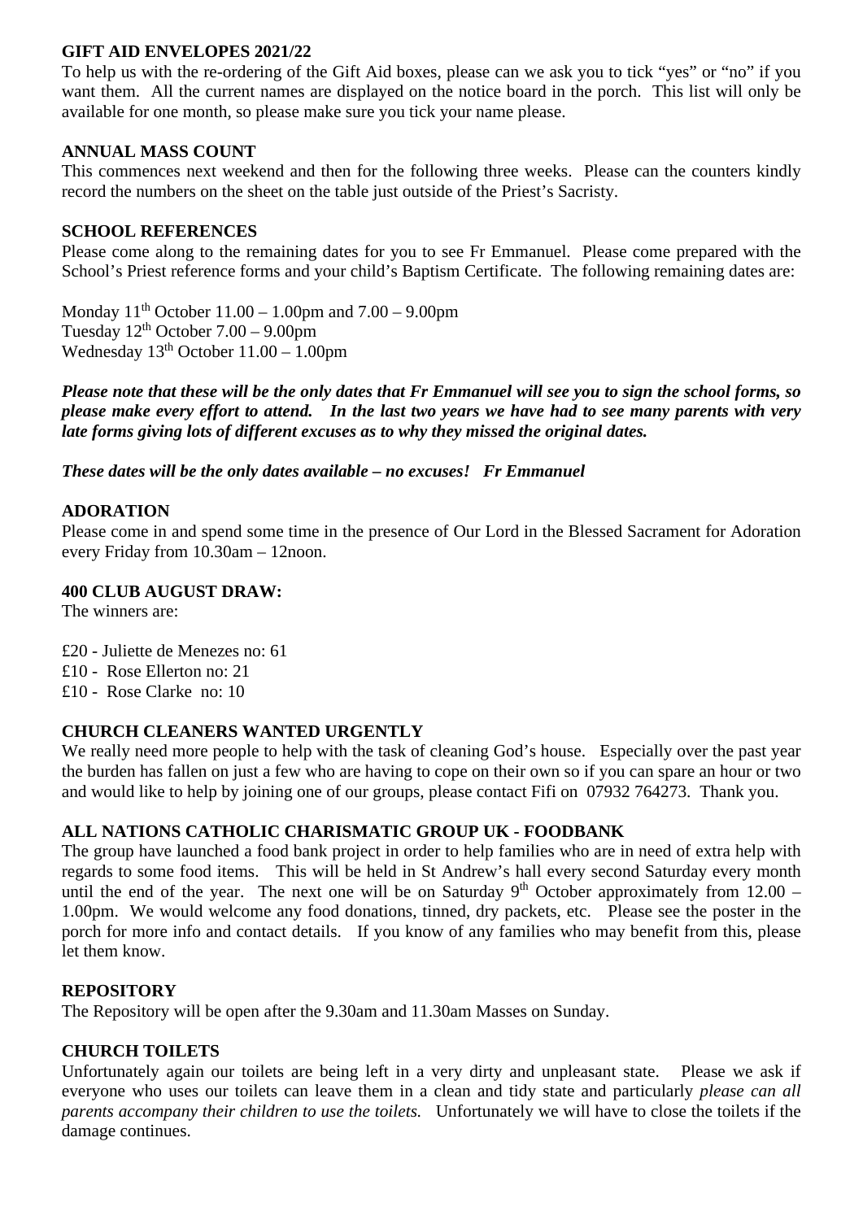**GIFT AID ENVELOPES 2021/22**

To help us with the re-ordering of the Gift Aid boxes, please can we ask you to tick "yes" or "no" if you want them. All the current names are displayed on the notice board in the porch. This list will only be available for one month, so please make sure you tick your name please.

**ANNUAL MASS COUNT**

This commences next weekend and then for the following three weeks. Please can the counters kindly record the numbers on the sheet on the table just outside of the Priest's Sacristy.

**SCHOOL REFERENCES**

Please come along to the remaining dates for you to see Fr Emmanuel. Please come prepared with the School's Priest reference forms and your child's Baptism Certificate. The following remaining dates are:

Monday 11th October 11.00 – 1.00pm and 7.00 – 9.00pm
Tuesday 12th October 7.00 – 9.00pm
Wednesday 13th October 11.00 – 1.00pm

***Please note that these will be the only dates that Fr Emmanuel will see you to sign the school forms, so please make every effort to attend. In the last two years we have had to see many parents with very late forms giving lots of different excuses as to why they missed the original dates.***

***These dates will be the only dates available – no excuses! Fr Emmanuel***

**ADORATION**

Please come in and spend some time in the presence of Our Lord in the Blessed Sacrament for Adoration every Friday from 10.30am – 12noon.

**400 CLUB AUGUST DRAW:**

The winners are:

£20 - Juliette de Menezes no: 61
£10 - Rose Ellerton no: 21
£10 - Rose Clarke no: 10

**CHURCH CLEANERS WANTED URGENTLY**

We really need more people to help with the task of cleaning God's house. Especially over the past year the burden has fallen on just a few who are having to cope on their own so if you can spare an hour or two and would like to help by joining one of our groups, please contact Fifi on 07932 764273. Thank you.

**ALL NATIONS CATHOLIC CHARISMATIC GROUP UK - FOODBANK**

The group have launched a food bank project in order to help families who are in need of extra help with regards to some food items. This will be held in St Andrew's hall every second Saturday every month until the end of the year. The next one will be on Saturday 9th October approximately from 12.00 – 1.00pm. We would welcome any food donations, tinned, dry packets, etc. Please see the poster in the porch for more info and contact details. If you know of any families who may benefit from this, please let them know.

**REPOSITORY**

The Repository will be open after the 9.30am and 11.30am Masses on Sunday.

**CHURCH TOILETS**

Unfortunately again our toilets are being left in a very dirty and unpleasant state. Please we ask if everyone who uses our toilets can leave them in a clean and tidy state and particularly *please can all parents accompany their children to use the toilets.* Unfortunately we will have to close the toilets if the damage continues.